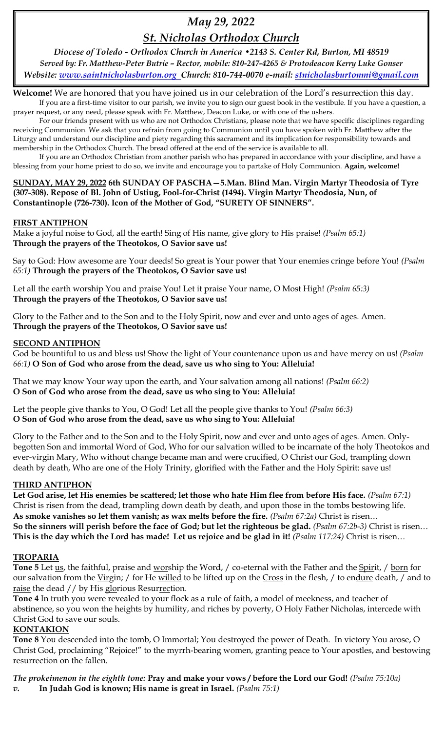# *May 29, 2022*

## *St. Nicholas Orthodox Church*

*Diocese of Toledo - Orthodox Church in America •2143 S. Center Rd, Burton, MI 48519*
*Served by: Fr. Matthew-Peter Butrie – Rector, mobile: 810-247-4265 & Protodeacon Kerry Luke Gonser*
*Website: [www.saintnicholasburton.org](http://www.saintnicholasburton.org) Church: 810-744-0070 e-mail: [stnicholasburtonmi@gmail.com](mailto:stnicholasburtonmi@gmail.com)*

**Welcome!** We are honored that you have joined us in our celebration of the Lord's resurrection this day.

If you are a first-time visitor to our parish, we invite you to sign our guest book in the vestibule. If you have a question, a prayer request, or any need, please speak with Fr. Matthew, Deacon Luke, or with one of the ushers.

For our friends present with us who are not Orthodox Christians, please note that we have specific disciplines regarding receiving Communion. We ask that you refrain from going to Communion until you have spoken with Fr. Matthew after the Liturgy and understand our discipline and piety regarding this sacrament and its implication for responsibility towards and membership in the Orthodox Church. The bread offered at the end of the service is available to all.

If you are an Orthodox Christian from another parish who has prepared in accordance with your discipline, and have a blessing from your home priest to do so, we invite and encourage you to partake of Holy Communion. **Again, welcome!**

**SUNDAY, MAY 29, 2022 6th SUNDAY OF PASCHA—5.Man. Blind Man. Virgin Martyr Theodosia of Tyre (307-308). Repose of Bl. John of Ustiug, Fool-for-Christ (1494). Virgin Martyr Theodosia, Nun, of Constantinople (726-730). Icon of the Mother of God, "SURETY OF SINNERS".**

**FIRST ANTIPHON**

Make a joyful noise to God, all the earth! Sing of His name, give glory to His praise! *(Psalm 65:1)*
**Through the prayers of the Theotokos, O Savior save us!**

Say to God: How awesome are Your deeds! So great is Your power that Your enemies cringe before You! *(Psalm 65:1)* **Through the prayers of the Theotokos, O Savior save us!**

Let all the earth worship You and praise You! Let it praise Your name, O Most High! *(Psalm 65:3)*
**Through the prayers of the Theotokos, O Savior save us!**

Glory to the Father and to the Son and to the Holy Spirit, now and ever and unto ages of ages. Amen.
**Through the prayers of the Theotokos, O Savior save us!**

**SECOND ANTIPHON**

God be bountiful to us and bless us! Show the light of Your countenance upon us and have mercy on us! *(Psalm 66:1)* **O Son of God who arose from the dead, save us who sing to You: Alleluia!**

That we may know Your way upon the earth, and Your salvation among all nations! *(Psalm 66:2)*
**O Son of God who arose from the dead, save us who sing to You: Alleluia!**

Let the people give thanks to You, O God! Let all the people give thanks to You! *(Psalm 66:3)*
**O Son of God who arose from the dead, save us who sing to You: Alleluia!**

Glory to the Father and to the Son and to the Holy Spirit, now and ever and unto ages of ages. Amen. Only-begotten Son and immortal Word of God, Who for our salvation willed to be incarnate of the holy Theotokos and ever-virgin Mary, Who without change became man and were crucified, O Christ our God, trampling down death by death, Who are one of the Holy Trinity, glorified with the Father and the Holy Spirit: save us!

**THIRD ANTIPHON**

**Let God arise, let His enemies be scattered; let those who hate Him flee from before His face.** *(Psalm 67:1)* Christ is risen from the dead, trampling down death by death, and upon those in the tombs bestowing life.
**As smoke vanishes so let them vanish; as wax melts before the fire.** *(Psalm 67:2a)* Christ is risen…
**So the sinners will perish before the face of God; but let the righteous be glad.** *(Psalm 67:2b-3)* Christ is risen…
**This is the day which the Lord has made! Let us rejoice and be glad in it!** *(Psalm 117:24)* Christ is risen…

**TROPARIA**

**Tone 5** Let us, the faithful, praise and worship the Word, / co-eternal with the Father and the Spirit, / born for our salvation from the Virgin; / for He willed to be lifted up on the Cross in the flesh, / to endure death, / and to raise the dead // by His glorious Resurrection.

**Tone 4** In truth you were revealed to your flock as a rule of faith, a model of meekness, and teacher of abstinence, so you won the heights by humility, and riches by poverty, O Holy Father Nicholas, intercede with Christ God to save our souls.

**KONTAKION**

**Tone 8** You descended into the tomb, O Immortal; You destroyed the power of Death. In victory You arose, O Christ God, proclaiming "Rejoice!" to the myrrh-bearing women, granting peace to Your apostles, and bestowing resurrection on the fallen.

***The prokeimenon in the eighth tone:*** **Pray and make your vows / before the Lord our God!** *(Psalm 75:10a)*
*v.* **In Judah God is known; His name is great in Israel.** *(Psalm 75:1)*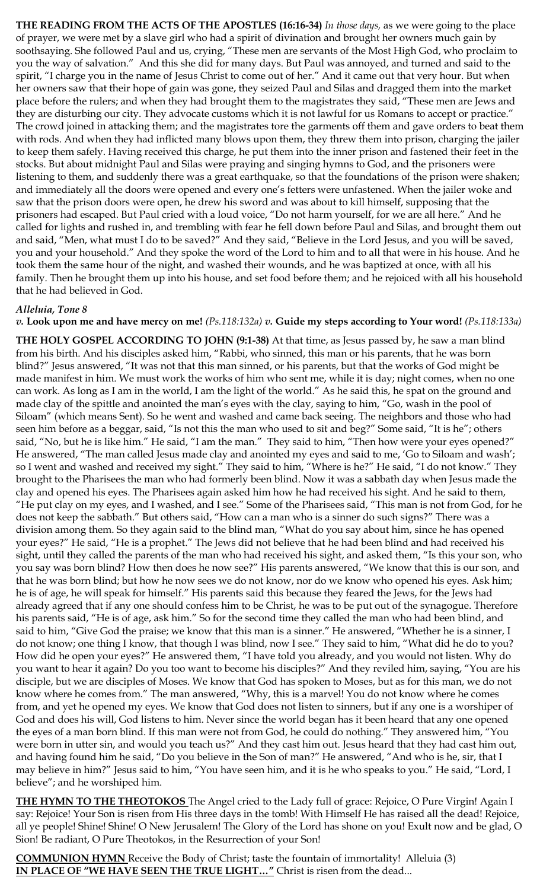**THE READING FROM THE ACTS OF THE APOSTLES (16:16-34)** *In those days,* as we were going to the place of prayer, we were met by a slave girl who had a spirit of divination and brought her owners much gain by soothsaying. She followed Paul and us, crying, "These men are servants of the Most High God, who proclaim to you the way of salvation." And this she did for many days. But Paul was annoyed, and turned and said to the spirit, "I charge you in the name of Jesus Christ to come out of her." And it came out that very hour. But when her owners saw that their hope of gain was gone, they seized Paul and Silas and dragged them into the market place before the rulers; and when they had brought them to the magistrates they said, "These men are Jews and they are disturbing our city. They advocate customs which it is not lawful for us Romans to accept or practice." The crowd joined in attacking them; and the magistrates tore the garments off them and gave orders to beat them with rods. And when they had inflicted many blows upon them, they threw them into prison, charging the jailer to keep them safely. Having received this charge, he put them into the inner prison and fastened their feet in the stocks. But about midnight Paul and Silas were praying and singing hymns to God, and the prisoners were listening to them, and suddenly there was a great earthquake, so that the foundations of the prison were shaken; and immediately all the doors were opened and every one's fetters were unfastened. When the jailer woke and saw that the prison doors were open, he drew his sword and was about to kill himself, supposing that the prisoners had escaped. But Paul cried with a loud voice, "Do not harm yourself, for we are all here." And he called for lights and rushed in, and trembling with fear he fell down before Paul and Silas, and brought them out and said, "Men, what must I do to be saved?" And they said, "Believe in the Lord Jesus, and you will be saved, you and your household." And they spoke the word of the Lord to him and to all that were in his house. And he took them the same hour of the night, and washed their wounds, and he was baptized at once, with all his family. Then he brought them up into his house, and set food before them; and he rejoiced with all his household that he had believed in God.

***Alleluia, Tone 8***
***v.* Look upon me and have mercy on me!** *(Ps.118:132a)* ***v.* Guide my steps according to Your word!** *(Ps.118:133a)*

**THE HOLY GOSPEL ACCORDING TO JOHN (9:1-38)** At that time, as Jesus passed by, he saw a man blind from his birth. And his disciples asked him, "Rabbi, who sinned, this man or his parents, that he was born blind?" Jesus answered, "It was not that this man sinned, or his parents, but that the works of God might be made manifest in him. We must work the works of him who sent me, while it is day; night comes, when no one can work. As long as I am in the world, I am the light of the world." As he said this, he spat on the ground and made clay of the spittle and anointed the man's eyes with the clay, saying to him, "Go, wash in the pool of Siloam" (which means Sent). So he went and washed and came back seeing. The neighbors and those who had seen him before as a beggar, said, "Is not this the man who used to sit and beg?" Some said, "It is he"; others said, "No, but he is like him." He said, "I am the man." They said to him, "Then how were your eyes opened?" He answered, "The man called Jesus made clay and anointed my eyes and said to me, 'Go to Siloam and wash'; so I went and washed and received my sight." They said to him, "Where is he?" He said, "I do not know." They brought to the Pharisees the man who had formerly been blind. Now it was a sabbath day when Jesus made the clay and opened his eyes. The Pharisees again asked him how he had received his sight. And he said to them, "He put clay on my eyes, and I washed, and I see." Some of the Pharisees said, "This man is not from God, for he does not keep the sabbath." But others said, "How can a man who is a sinner do such signs?" There was a division among them. So they again said to the blind man, "What do you say about him, since he has opened your eyes?" He said, "He is a prophet." The Jews did not believe that he had been blind and had received his sight, until they called the parents of the man who had received his sight, and asked them, "Is this your son, who you say was born blind? How then does he now see?" His parents answered, "We know that this is our son, and that he was born blind; but how he now sees we do not know, nor do we know who opened his eyes. Ask him; he is of age, he will speak for himself." His parents said this because they feared the Jews, for the Jews had already agreed that if any one should confess him to be Christ, he was to be put out of the synagogue. Therefore his parents said, "He is of age, ask him." So for the second time they called the man who had been blind, and said to him, "Give God the praise; we know that this man is a sinner." He answered, "Whether he is a sinner, I do not know; one thing I know, that though I was blind, now I see." They said to him, "What did he do to you? How did he open your eyes?" He answered them, "I have told you already, and you would not listen. Why do you want to hear it again? Do you too want to become his disciples?" And they reviled him, saying, "You are his disciple, but we are disciples of Moses. We know that God has spoken to Moses, but as for this man, we do not know where he comes from." The man answered, "Why, this is a marvel! You do not know where he comes from, and yet he opened my eyes. We know that God does not listen to sinners, but if any one is a worshiper of God and does his will, God listens to him. Never since the world began has it been heard that any one opened the eyes of a man born blind. If this man were not from God, he could do nothing." They answered him, "You were born in utter sin, and would you teach us?" And they cast him out. Jesus heard that they had cast him out, and having found him he said, "Do you believe in the Son of man?" He answered, "And who is he, sir, that I may believe in him?" Jesus said to him, "You have seen him, and it is he who speaks to you." He said, "Lord, I believe"; and he worshiped him.

**THE HYMN TO THE THEOTOKOS** The Angel cried to the Lady full of grace: Rejoice, O Pure Virgin! Again I say: Rejoice! Your Son is risen from His three days in the tomb! With Himself He has raised all the dead! Rejoice, all ye people! Shine! Shine! O New Jerusalem! The Glory of the Lord has shone on you! Exult now and be glad, O Sion! Be radiant, O Pure Theotokos, in the Resurrection of your Son!

**COMMUNION HYMN** Receive the Body of Christ; taste the fountain of immortality! Alleluia (3)
**IN PLACE OF "WE HAVE SEEN THE TRUE LIGHT…"** Christ is risen from the dead...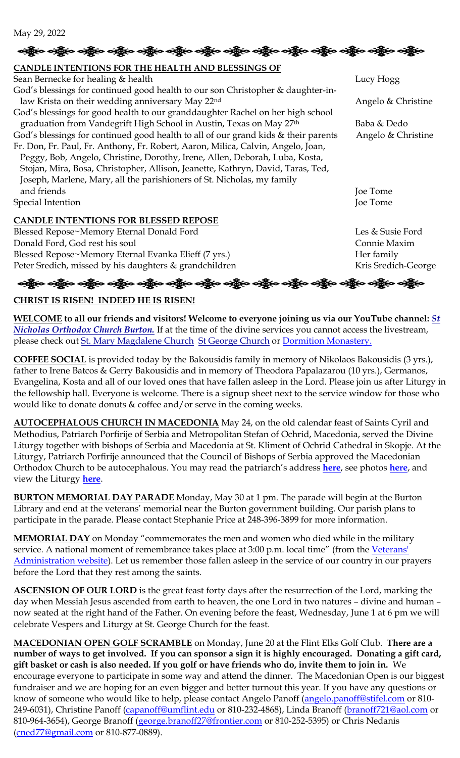May 29, 2022

**CANDLE INTENTIONS FOR THE HEALTH AND BLESSINGS OF**

| | |
|---|---|
| Sean Bernecke for healing & health | Lucy Hogg |
| God's blessings for continued good health to our son Christopher & daughter-in-law Krista on their wedding anniversary May 22nd | Angelo & Christine |
| God's blessings for good health to our granddaughter Rachel on her high school graduation from Vandegrift High School in Austin, Texas on May 27th | Baba & Dedo |
| God's blessings for continued good health to all of our grand kids & their parents | Angelo & Christine |
| Fr. Don, Fr. Paul, Fr. Anthony, Fr. Robert, Aaron, Milica, Calvin, Angelo, Joan, Peggy, Bob, Angelo, Christine, Dorothy, Irene, Allen, Deborah, Luba, Kosta, Stojan, Mira, Bosa, Christopher, Allison, Jeanette, Kathryn, David, Taras, Ted, Joseph, Marlene, Mary, all the parishioners of St. Nicholas, my family and friends | Joe Tome |
| Special Intention | Joe Tome |

**CANDLE INTENTIONS FOR BLESSED REPOSE**

| | |
|---|---|
| Blessed Repose~Memory Eternal Donald Ford | Les & Susie Ford |
| Donald Ford, God rest his soul | Connie Maxim |
| Blessed Repose~Memory Eternal Evanka Elieff (7 yrs.) | Her family |
| Peter Sredich, missed by his daughters & grandchildren | Kris Sredich-George |

**CHRIST IS RISEN! INDEED HE IS RISEN!**

**WELCOME to all our friends and visitors! Welcome to everyone joining us via our YouTube channel: *St Nicholas Orthodox Church Burton.*** If at the time of the divine services you cannot access the livestream, please check out St. Mary Magdalene Church St George Church or Dormition Monastery.

**COFFEE SOCIAL** is provided today by the Bakousidis family in memory of Nikolaos Bakousidis (3 yrs.), father to Irene Batcos & Gerry Bakousidis and in memory of Theodora Papalazarou (10 yrs.), Germanos, Evangelina, Kosta and all of our loved ones that have fallen asleep in the Lord. Please join us after Liturgy in the fellowship hall. Everyone is welcome. There is a signup sheet next to the service window for those who would like to donate donuts & coffee and/or serve in the coming weeks.

**AUTOCEPHALOUS CHURCH IN MACEDONIA** May 24, on the old calendar feast of Saints Cyril and Methodius, Patriarch Porfirije of Serbia and Metropolitan Stefan of Ochrid, Macedonia, served the Divine Liturgy together with bishops of Serbia and Macedonia at St. Kliment of Ochrid Cathedral in Skopje. At the Liturgy, Patriarch Porfirije announced that the Council of Bishops of Serbia approved the Macedonian Orthodox Church to be autocephalous. You may read the patriarch's address **here**, see photos **here**, and view the Liturgy **here**.

**BURTON MEMORIAL DAY PARADE** Monday, May 30 at 1 pm. The parade will begin at the Burton Library and end at the veterans' memorial near the Burton government building. Our parish plans to participate in the parade. Please contact Stephanie Price at 248-396-3899 for more information.

**MEMORIAL DAY** on Monday "commemorates the men and women who died while in the military service. A national moment of remembrance takes place at 3:00 p.m. local time" (from the Veterans' Administration website). Let us remember those fallen asleep in the service of our country in our prayers before the Lord that they rest among the saints.

**ASCENSION OF OUR LORD** is the great feast forty days after the resurrection of the Lord, marking the day when Messiah Jesus ascended from earth to heaven, the one Lord in two natures – divine and human – now seated at the right hand of the Father. On evening before the feast, Wednesday, June 1 at 6 pm we will celebrate Vespers and Liturgy at St. George Church for the feast.

**MACEDONIAN OPEN GOLF SCRAMBLE** on Monday, June 20 at the Flint Elks Golf Club. **There are a number of ways to get involved. If you can sponsor a sign it is highly encouraged. Donating a gift card, gift basket or cash is also needed. If you golf or have friends who do, invite them to join in.** We encourage everyone to participate in some way and attend the dinner. The Macedonian Open is our biggest fundraiser and we are hoping for an even bigger and better turnout this year. If you have any questions or know of someone who would like to help, please contact Angelo Panoff (angelo.panoff@stifel.com or 810-249-6031), Christine Panoff (capanoff@umflint.edu or 810-232-4868), Linda Branoff (branoff721@aol.com or 810-964-3654), George Branoff (george.branoff27@frontier.com or 810-252-5395) or Chris Nedanis (cned77@gmail.com or 810-877-0889).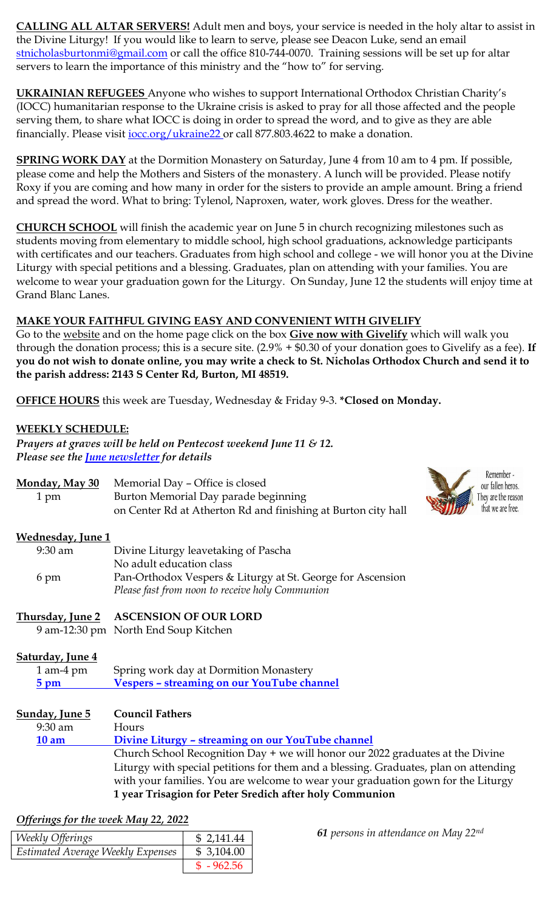**CALLING ALL ALTAR SERVERS!** Adult men and boys, your service is needed in the holy altar to assist in the Divine Liturgy! If you would like to learn to serve, please see Deacon Luke, send an email stnicholasburtonmi@gmail.com or call the office 810-744-0070. Training sessions will be set up for altar servers to learn the importance of this ministry and the "how to" for serving.

**UKRAINIAN REFUGEES** Anyone who wishes to support International Orthodox Christian Charity's (IOCC) humanitarian response to the Ukraine crisis is asked to pray for all those affected and the people serving them, to share what IOCC is doing in order to spread the word, and to give as they are able financially. Please visit iocc.org/ukraine22 or call 877.803.4622 to make a donation.

**SPRING WORK DAY** at the Dormition Monastery on Saturday, June 4 from 10 am to 4 pm. If possible, please come and help the Mothers and Sisters of the monastery. A lunch will be provided. Please notify Roxy if you are coming and how many in order for the sisters to provide an ample amount. Bring a friend and spread the word. What to bring: Tylenol, Naproxen, water, work gloves. Dress for the weather.

**CHURCH SCHOOL** will finish the academic year on June 5 in church recognizing milestones such as students moving from elementary to middle school, high school graduations, acknowledge participants with certificates and our teachers. Graduates from high school and college - we will honor you at the Divine Liturgy with special petitions and a blessing. Graduates, plan on attending with your families. You are welcome to wear your graduation gown for the Liturgy. On Sunday, June 12 the students will enjoy time at Grand Blanc Lanes.

**MAKE YOUR FAITHFUL GIVING EASY AND CONVENIENT WITH GIVELIFY**

Go to the website and on the home page click on the box **Give now with Givelify** which will walk you through the donation process; this is a secure site. (2.9% + $0.30 of your donation goes to Givelify as a fee). **If you do not wish to donate online, you may write a check to St. Nicholas Orthodox Church and send it to the parish address: 2143 S Center Rd, Burton, MI 48519.**

**OFFICE HOURS** this week are Tuesday, Wednesday & Friday 9-3. **\*Closed on Monday.**

**WEEKLY SCHEDULE:**

***Prayers at graves will be held on Pentecost weekend June 11 & 12.***
***Please see the June newsletter for details***

**Monday, May 30** — Memorial Day – Office is closed
1 pm — Burton Memorial Day parade beginning on Center Rd at Atherton Rd and finishing at Burton city hall

Remember - our fallen heros. They are the reason that we are free.

**Wednesday, June 1**
9:30 am — Divine Liturgy leavetaking of Pascha
No adult education class
6 pm — Pan-Orthodox Vespers & Liturgy at St. George for Ascension
*Please fast from noon to receive holy Communion*

**Thursday, June 2** — **ASCENSION OF OUR LORD**
9 am-12:30 pm — North End Soup Kitchen

**Saturday, June 4**
1 am-4 pm — Spring work day at Dormition Monastery
**5 pm** — **Vespers – streaming on our YouTube channel**

**Sunday, June 5** — **Council Fathers**
9:30 am — Hours
**10 am** — **Divine Liturgy – streaming on our YouTube channel**
Church School Recognition Day + we will honor our 2022 graduates at the Divine Liturgy with special petitions for them and a blessing. Graduates, plan on attending with your families. You are welcome to wear your graduation gown for the Liturgy
**1 year Trisagion for Peter Sredich after holy Communion**

***Offerings for the week May 22, 2022***

| | |
|---|---|
| *Weekly Offerings* | $ 2,141.44 |
| *Estimated Average Weekly Expenses* | $ 3,104.00 |
| | $ - 962.56 |

***61** persons in attendance on May 22nd*